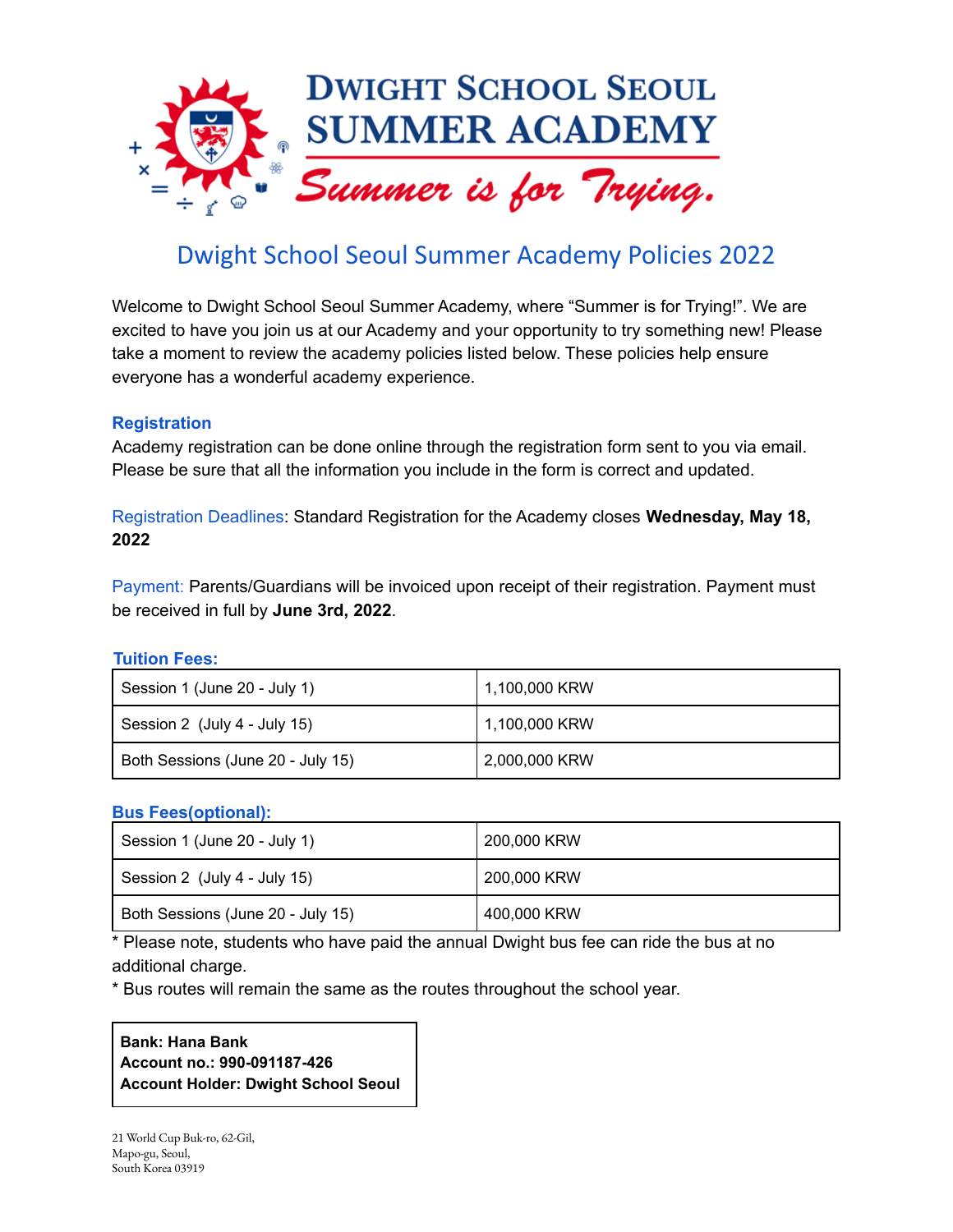# Dwight School Seoul Summer Academy

**Summer is for Trying.**

## Dwight School Seoul Summer Academy Policies 2022

Welcome to Dwight School Seoul Summer Academy, where "Summer is for Trying!". We are excited to have you join us at our Academy and your opportunity to try something new! Please take a moment to review the academy policies listed below. These policies help ensure everyone has a wonderful academy experience.

### Registration

Academy registration can be done online through the registration form sent to you via email. Please be sure that all the information you include in the form is correct and updated.

Registration Deadlines: Standard Registration for the Academy closes **Wednesday, May 18, 2022**

Payment: Parents/Guardians will be invoiced upon receipt of their registration. Payment must be received in full by **June 3rd, 2022**.

### Tuition Fees:

| Session | Fee |
| --- | --- |
| Session 1 (June 20 - July 1) | 1,100,000 KRW |
| Session 2 (July 4 - July 15) | 1,100,000 KRW |
| Both Sessions (June 20 - July 15) | 2,000,000 KRW |

### Bus Fees(optional):

| Session | Fee |
| --- | --- |
| Session 1 (June 20 - July 1) | 200,000 KRW |
| Session 2 (July 4 - July 15) | 200,000 KRW |
| Both Sessions (June 20 - July 15) | 400,000 KRW |

* Please note, students who have paid the annual Dwight bus fee can ride the bus at no additional charge.
* Bus routes will remain the same as the routes throughout the school year.

**Bank: Hana Bank**
**Account no.: 990-091187-426**
**Account Holder: Dwight School Seoul**

21 World Cup Buk-ro, 62-Gil,
Mapo-gu, Seoul,
South Korea 03919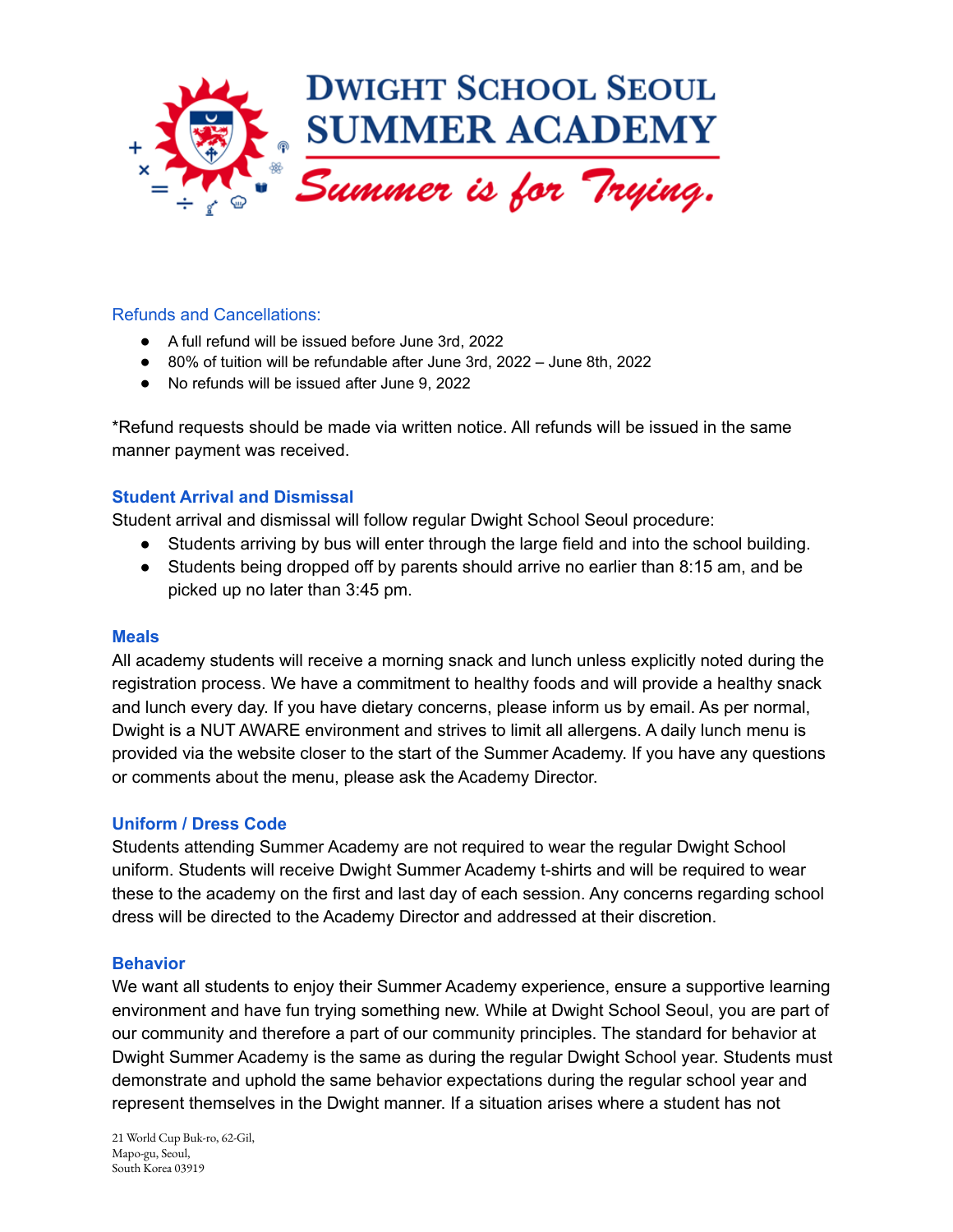## Refunds and Cancellations:

- A full refund will be issued before June 3rd, 2022
- 80% of tuition will be refundable after June 3rd, 2022 – June 8th, 2022
- No refunds will be issued after June 9, 2022

*Refund requests should be made via written notice. All refunds will be issued in the same manner payment was received.

## Student Arrival and Dismissal

Student arrival and dismissal will follow regular Dwight School Seoul procedure:

- Students arriving by bus will enter through the large field and into the school building.
- Students being dropped off by parents should arrive no earlier than 8:15 am, and be picked up no later than 3:45 pm.

## Meals

All academy students will receive a morning snack and lunch unless explicitly noted during the registration process. We have a commitment to healthy foods and will provide a healthy snack and lunch every day. If you have dietary concerns, please inform us by email. As per normal, Dwight is a NUT AWARE environment and strives to limit all allergens. A daily lunch menu is provided via the website closer to the start of the Summer Academy. If you have any questions or comments about the menu, please ask the Academy Director.

## Uniform / Dress Code

Students attending Summer Academy are not required to wear the regular Dwight School uniform. Students will receive Dwight Summer Academy t-shirts and will be required to wear these to the academy on the first and last day of each session. Any concerns regarding school dress will be directed to the Academy Director and addressed at their discretion.

## Behavior

We want all students to enjoy their Summer Academy experience, ensure a supportive learning environment and have fun trying something new. While at Dwight School Seoul, you are part of our community and therefore a part of our community principles. The standard for behavior at Dwight Summer Academy is the same as during the regular Dwight School year. Students must demonstrate and uphold the same behavior expectations during the regular school year and represent themselves in the Dwight manner. If a situation arises where a student has not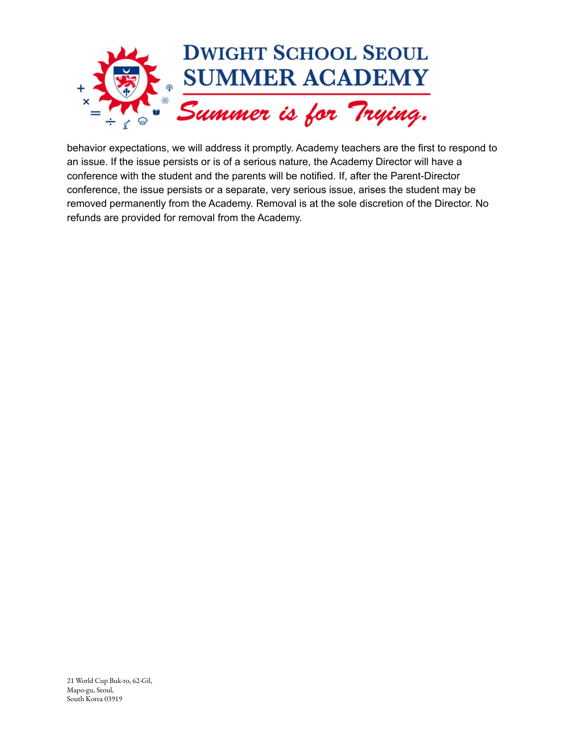behavior expectations, we will address it promptly. Academy teachers are the first to respond to an issue. If the issue persists or is of a serious nature, the Academy Director will have a conference with the student and the parents will be notified. If, after the Parent-Director conference, the issue persists or a separate, very serious issue, arises the student may be removed permanently from the Academy. Removal is at the sole discretion of the Director. No refunds are provided for removal from the Academy.